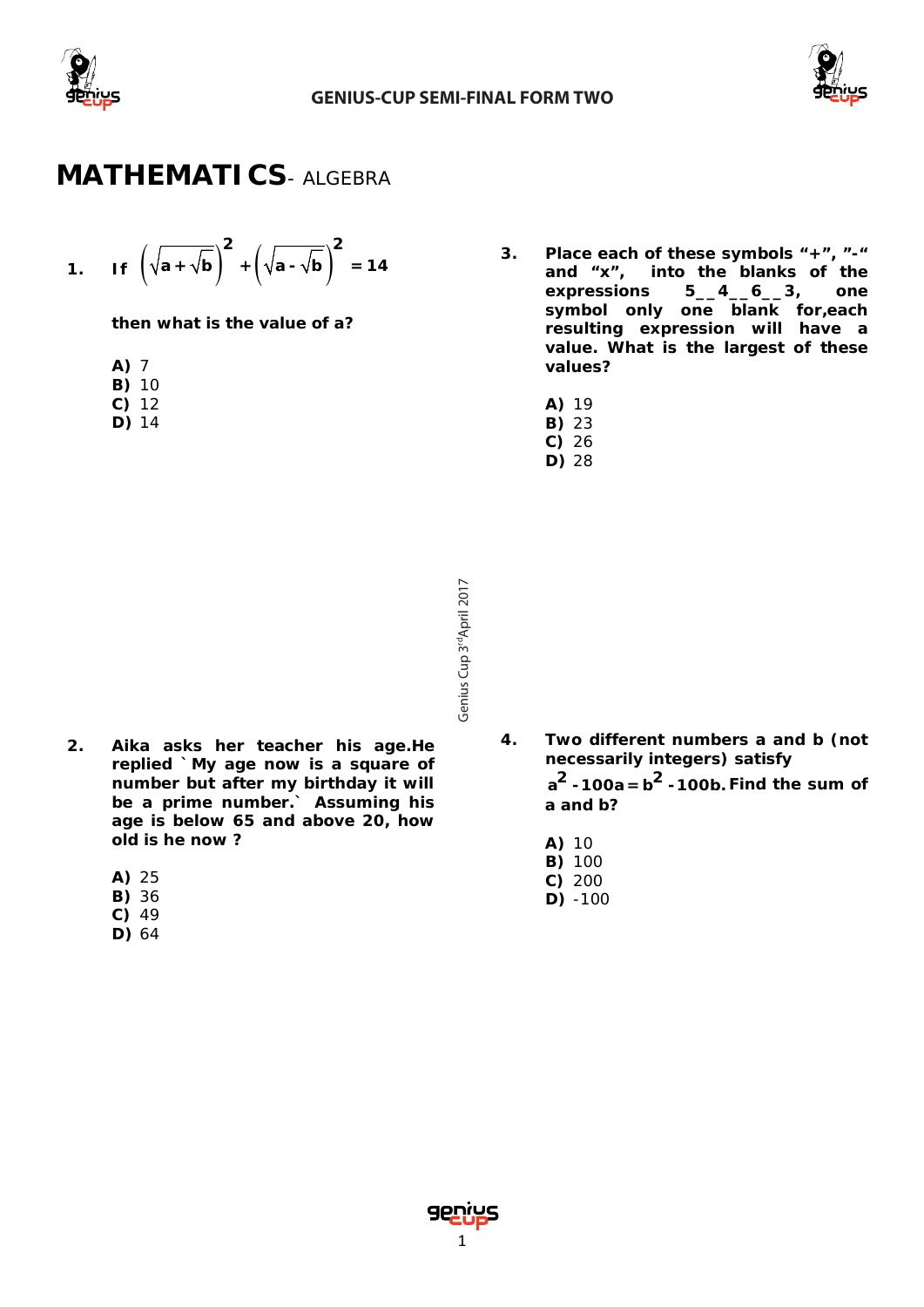# MATHEMATICS- ALGEBRA

**1.** **If** $\left(\sqrt{a+\sqrt{b}}\right)^2 + \left(\sqrt{a-\sqrt{b}}\right)^2 = 14$

**then what is the value of a?**

**A)** 7
**B)** 10
**C)** 12
**D)** 14

**2.** **Aika asks her teacher his age.He replied `My age now is a square of number but after my birthday it will be a prime number.` Assuming his age is below 65 and above 20, how old is he now ?**

**A)** 25
**B)** 36
**C)** 49
**D)** 64

**3.** **Place each of these symbols "+", "-" and "x", into the blanks of the expressions 5__4__6__3, one symbol only one blank for,each resulting expression will have a value. What is the largest of these values?**

**A)** 19
**B)** 23
**C)** 26
**D)** 28

**4.** **Two different numbers a and b (not necessarily integers) satisfy** $a^2 - 100a = b^2 - 100b$. **Find the sum of a and b?**

**A)** 10
**B)** 100
**C)** 200
**D)** -100

Genius Cup 3rd April 2017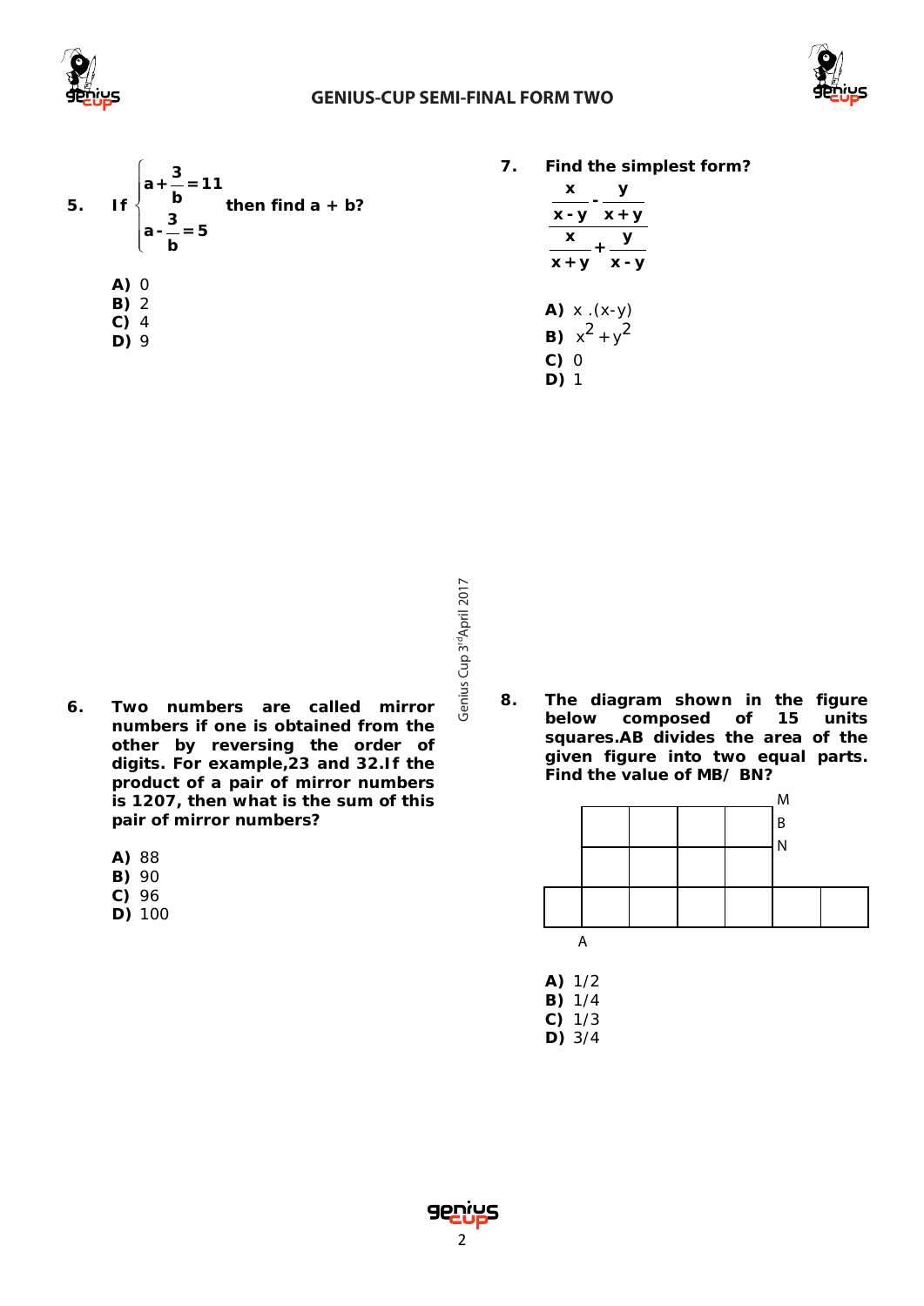5. If $\begin{cases} a+\dfrac{3}{b}=11 \\ a-\dfrac{3}{b}=5 \end{cases}$ then find a + b?

**A)** 0
**B)** 2
**C)** 4
**D)** 9

6. **Two numbers are called mirror numbers if one is obtained from the other by reversing the order of digits. For example,23 and 32.If the product of a pair of mirror numbers is 1207, then what is the sum of this pair of mirror numbers?**

**A)** 88
**B)** 90
**C)** 96
**D)** 100

7. **Find the simplest form?**

$$\frac{\dfrac{x}{x-y}-\dfrac{y}{x+y}}{\dfrac{x}{x+y}+\dfrac{y}{x-y}}$$

**A)** $x.(x-y)$
**B)** $x^2+y^2$
**C)** 0
**D)** 1

8. **The diagram shown in the figure below composed of 15 units squares.AB divides the area of the given figure into two equal parts. Find the value of MB/ BN?**

M, B, N, A

**A)** 1/2
**B)** 1/4
**C)** 1/3
**D)** 3/4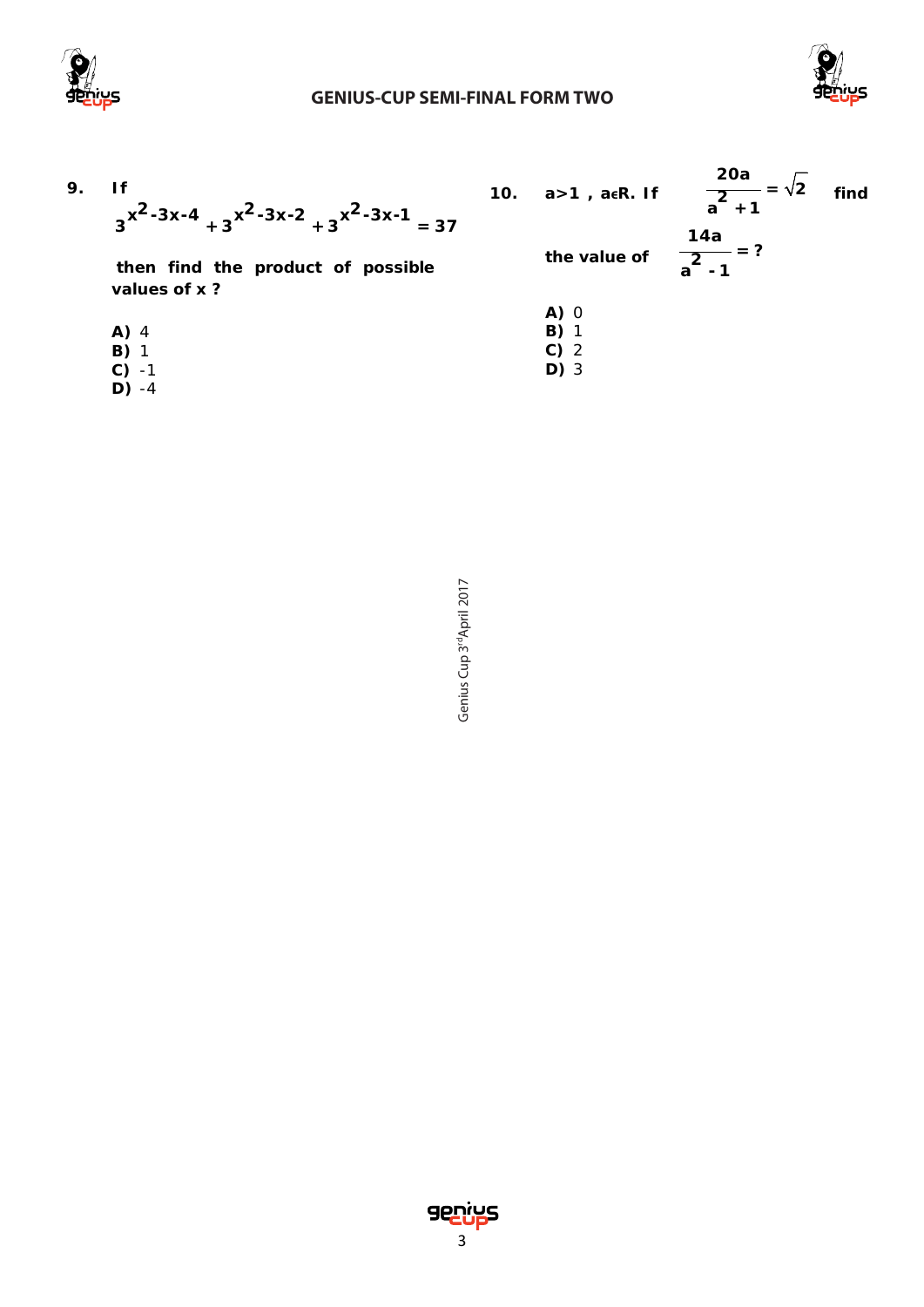**9.** **If**

$$3^{x^2-3x-4}+3^{x^2-3x-2}+3^{x^2-3x-1}=37$$

**then find the product of possible values of x ?**

**A)** 4
**B)** 1
**C)** -1
**D)** -4

**10.** **a>1 , a∊R. If** $\dfrac{20a}{a^2+1}=\sqrt{2}$ **find the value of** $\dfrac{14a}{a^2-1}=?$

**A)** 0
**B)** 1
**C)** 2
**D)** 3

Genius Cup 3rd April 2017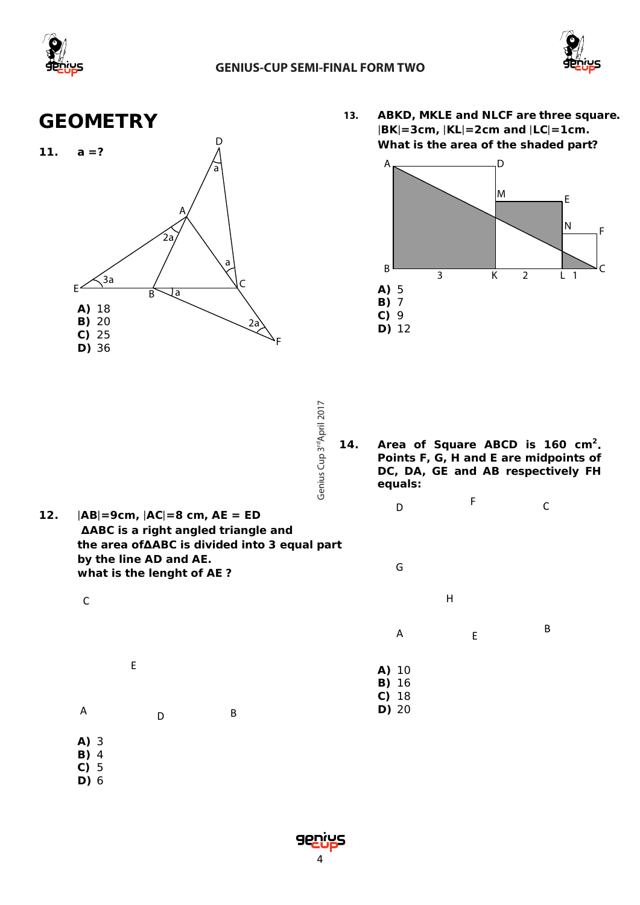# GEOMETRY

**11. a =?**

**A)** 18
**B)** 20
**C)** 25
**D)** 36

**12. |AB|=9cm, |AC|=8 cm, AE = ED**
**ΔABC is a right angled triangle and the area ofΔABC is divided into 3 equal part by the line AD and AE.**
**what is the lenght of AE ?**

**A)** 3
**B)** 4
**C)** 5
**D)** 6

**13. ABKD, MKLE and NLCF are three square. |BK|=3cm, |KL|=2cm and |LC|=1cm. What is the area of the shaded part?**

**A)** 5
**B)** 7
**C)** 9
**D)** 12

**14. Area of Square ABCD is 160 cm$^2$. Points F, G, H and E are midpoints of DC, DA, GE and AB respectively FH equals:**

**A)** 10
**B)** 16
**C)** 18
**D)** 20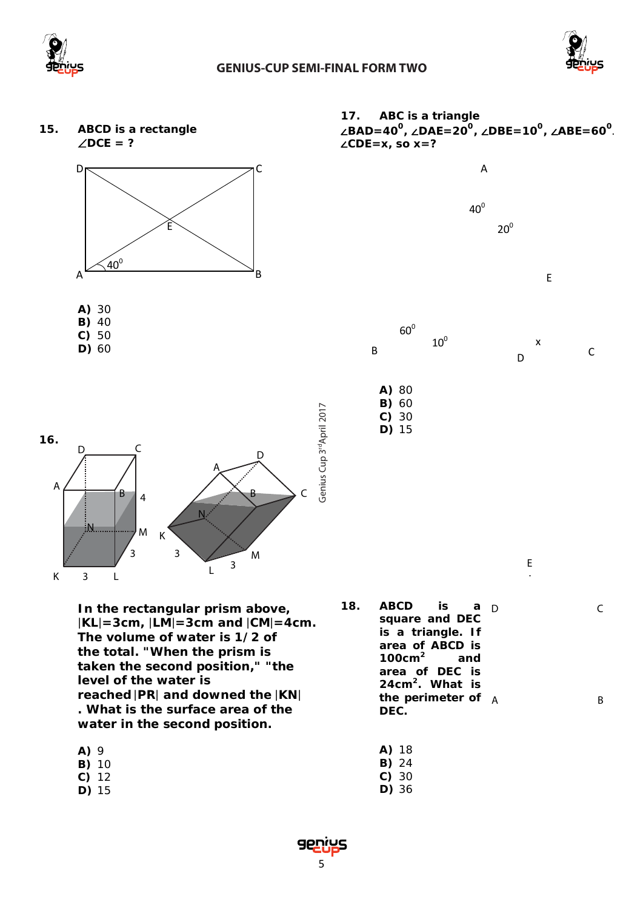**15. ABCD is a rectangle**
**∠DCE = ?**

A) 30
B) 40
C) 50
D) 60

**17. ABC is a triangle**
**∠BAD=$40^0$, ∠DAE=$20^0$, ∠DBE=$10^0$, ∠ABE=$60^0$.**
**∠CDE=x, so x=?**

A) 80
B) 60
C) 30
D) 15

**16.**

**In the rectangular prism above, |KL|=3cm, |LM|=3cm and |CM|=4cm. The volume of water is 1/2 of the total. "When the prism is taken the second position," "the level of the water is reached |PR| and downed the |KN|. What is the surface area of the water in the second position.**

A) 9
B) 10
C) 12
D) 15

**18. ABCD is a square and DEC is a triangle. If area of ABCD is $100cm^2$ and area of DEC is $24cm^2$. What is the perimeter of DEC.**

A) 18
B) 24
C) 30
D) 36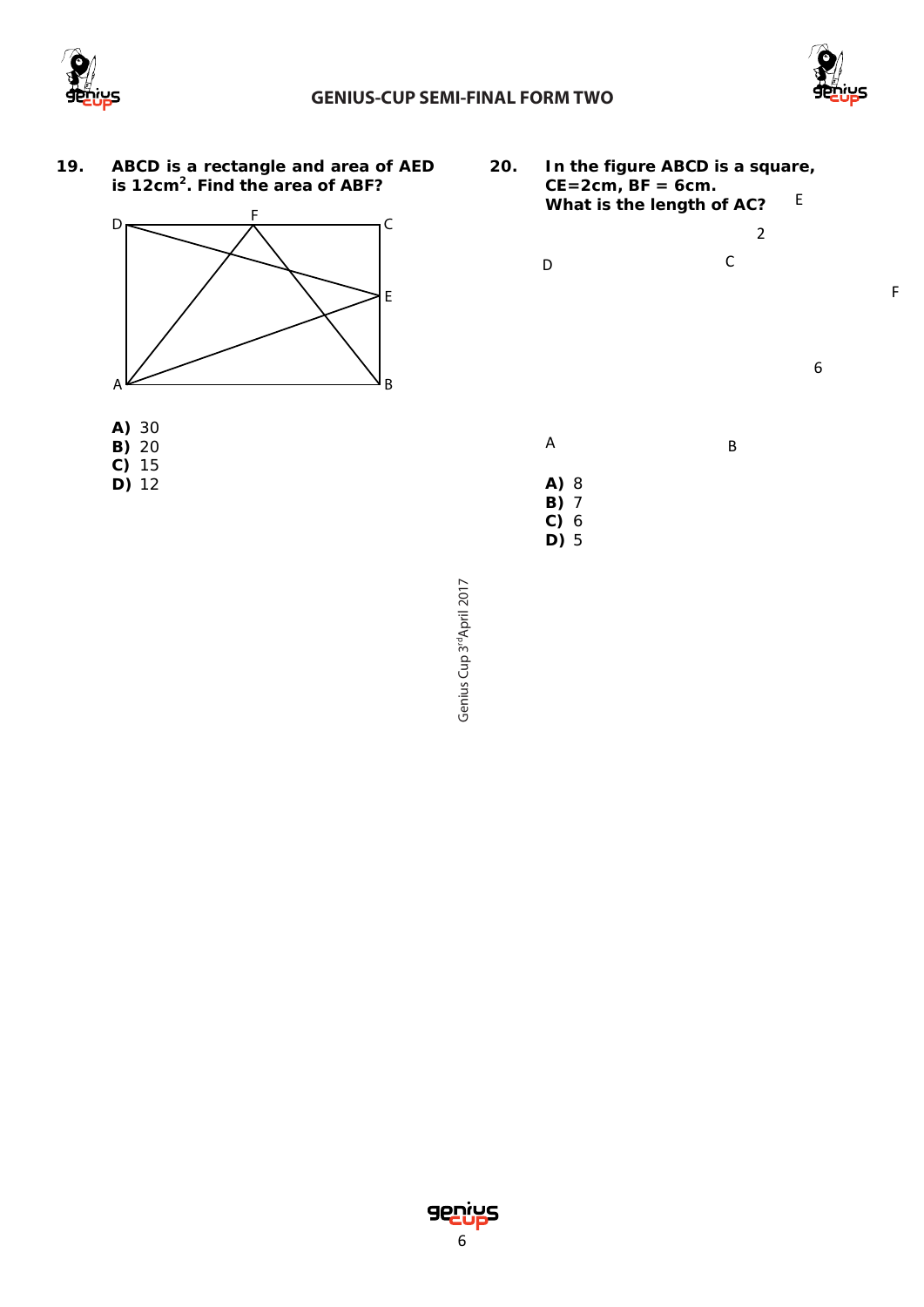**19.** **ABCD is a rectangle and area of AED is $12cm^2$. Find the area of ABF?**

**A)** 30
**B)** 20
**C)** 15
**D)** 12

**20.** **In the figure ABCD is a square, CE=2cm, BF = 6cm. What is the length of AC?**

**A)** 8
**B)** 7
**C)** 6
**D)** 5

Genius Cup 3rd April 2017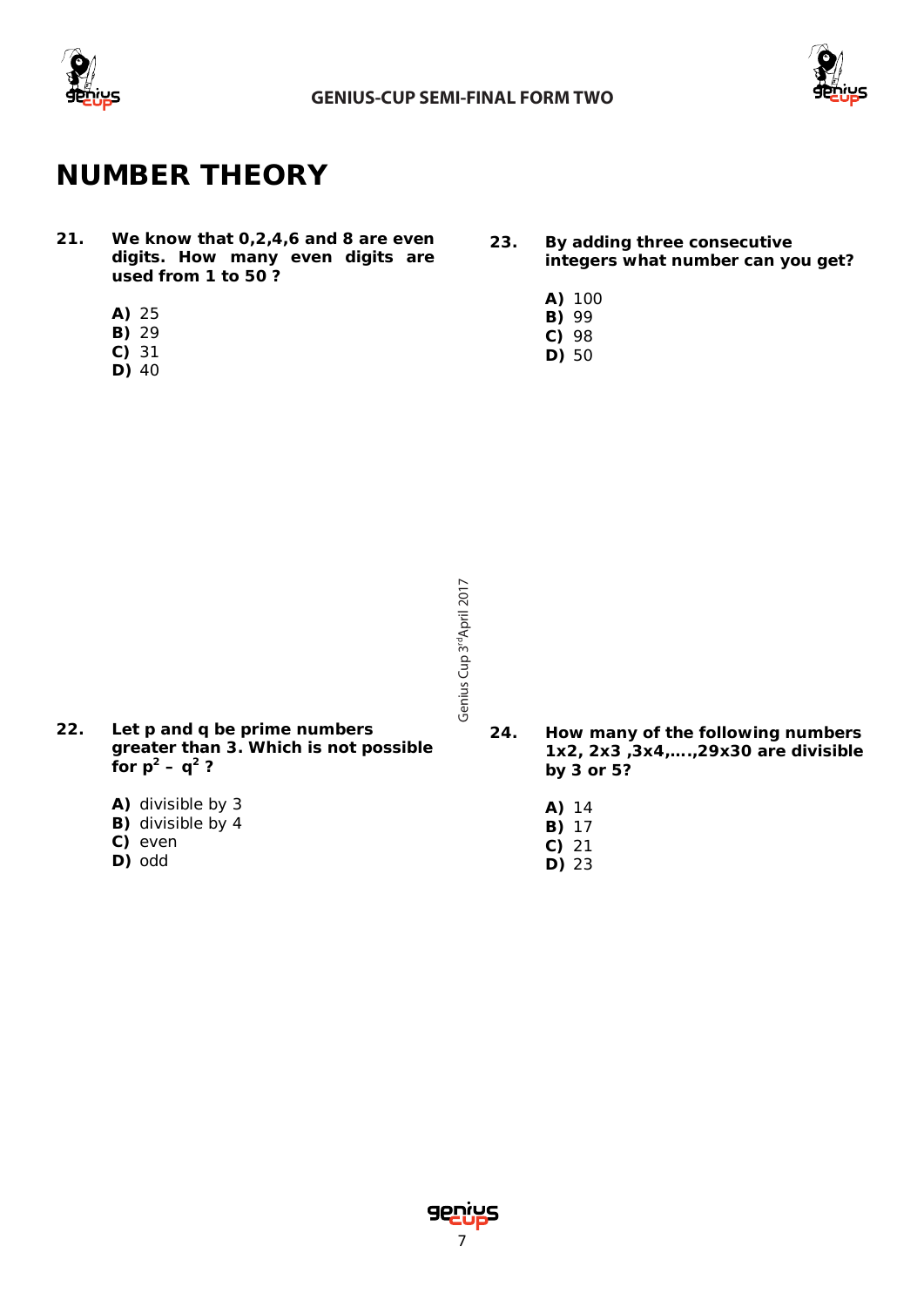# NUMBER THEORY

**21.** **We know that 0,2,4,6 and 8 are even digits. How many even digits are used from 1 to 50 ?**

**A)** 25
**B)** 29
**C)** 31
**D)** 40

**22.** **Let p and q be prime numbers greater than 3. Which is not possible for $p^2 - q^2$ ?**

**A)** divisible by 3
**B)** divisible by 4
**C)** even
**D)** odd

**23.** **By adding three consecutive integers what number can you get?**

**A)** 100
**B)** 99
**C)** 98
**D)** 50

**24.** **How many of the following numbers 1x2, 2x3 ,3x4,….,29x30 are divisible by 3 or 5?**

**A)** 14
**B)** 17
**C)** 21
**D)** 23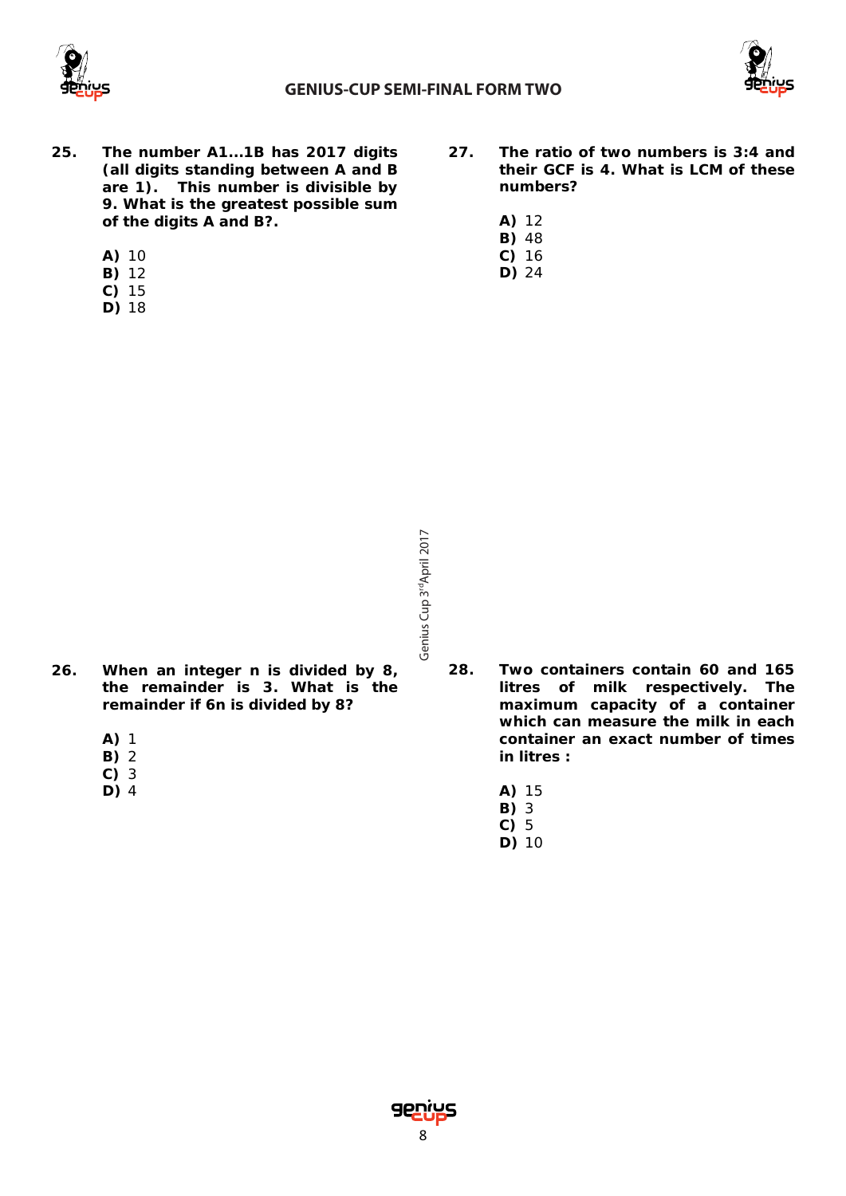**25.** **The number A1...1B has 2017 digits (all digits standing between A and B are 1). This number is divisible by 9. What is the greatest possible sum of the digits A and B?.**

**A)** 10
**B)** 12
**C)** 15
**D)** 18

**26.** **When an integer n is divided by 8, the remainder is 3. What is the remainder if 6n is divided by 8?**

**A)** 1
**B)** 2
**C)** 3
**D)** 4

**27.** **The ratio of two numbers is 3:4 and their GCF is 4. What is LCM of these numbers?**

**A)** 12
**B)** 48
**C)** 16
**D)** 24

**28.** **Two containers contain 60 and 165 litres of milk respectively. The maximum capacity of a container which can measure the milk in each container an exact number of times in litres :**

**A)** 15
**B)** 3
**C)** 5
**D)** 10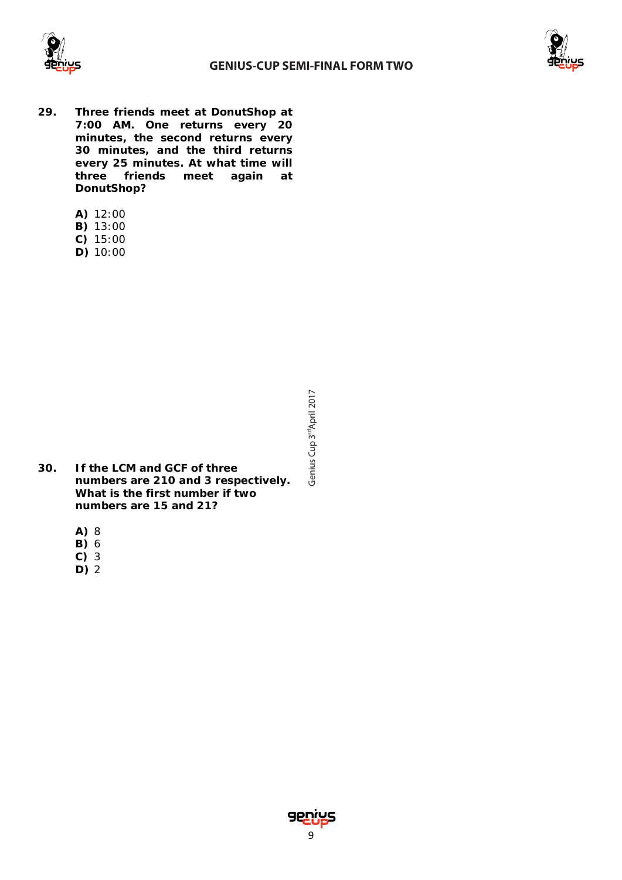**29. Three friends meet at DonutShop at 7:00 AM. One returns every 20 minutes, the second returns every 30 minutes, and the third returns every 25 minutes. At what time will three friends meet again at DonutShop?**

**A)** 12:00
**B)** 13:00
**C)** 15:00
**D)** 10:00

Genius Cup 3rd April 2017

**30. If the LCM and GCF of three numbers are 210 and 3 respectively. What is the first number if two numbers are 15 and 21?**

**A)** 8
**B)** 6
**C)** 3
**D)** 2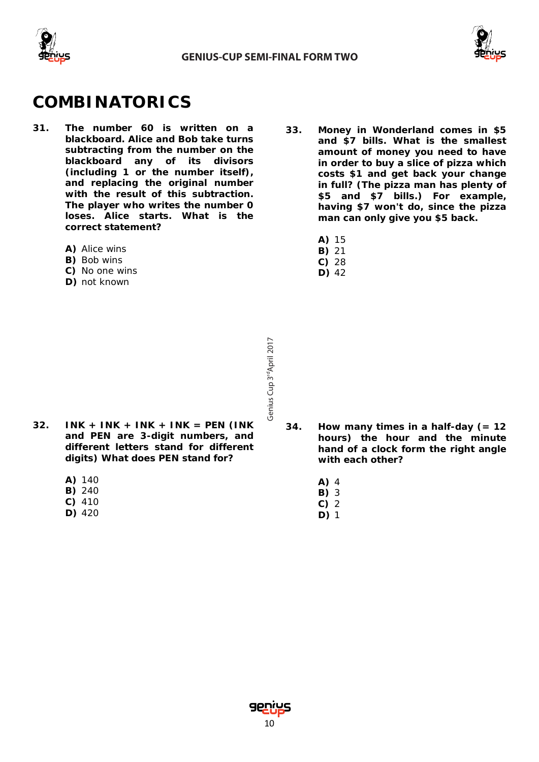# COMBINATORICS

**31. The number 60 is written on a blackboard. Alice and Bob take turns subtracting from the number on the blackboard any of its divisors (including 1 or the number itself), and replacing the original number with the result of this subtraction. The player who writes the number 0 loses. Alice starts. What is the correct statement?**

**A)** Alice wins
**B)** Bob wins
**C)** No one wins
**D)** not known

**32. INK + INK + INK + INK = PEN (INK and PEN are 3-digit numbers, and different letters stand for different digits) What does PEN stand for?**

**A)** 140
**B)** 240
**C)** 410
**D)** 420

**33. Money in Wonderland comes in \$5 and \$7 bills. What is the smallest amount of money you need to have in order to buy a slice of pizza which costs \$1 and get back your change in full? (The pizza man has plenty of \$5 and \$7 bills.) For example, having \$7 won't do, since the pizza man can only give you \$5 back.**

**A)** 15
**B)** 21
**C)** 28
**D)** 42

**34. How many times in a half-day (= 12 hours) the hour and the minute hand of a clock form the right angle with each other?**

**A)** 4
**B)** 3
**C)** 2
**D)** 1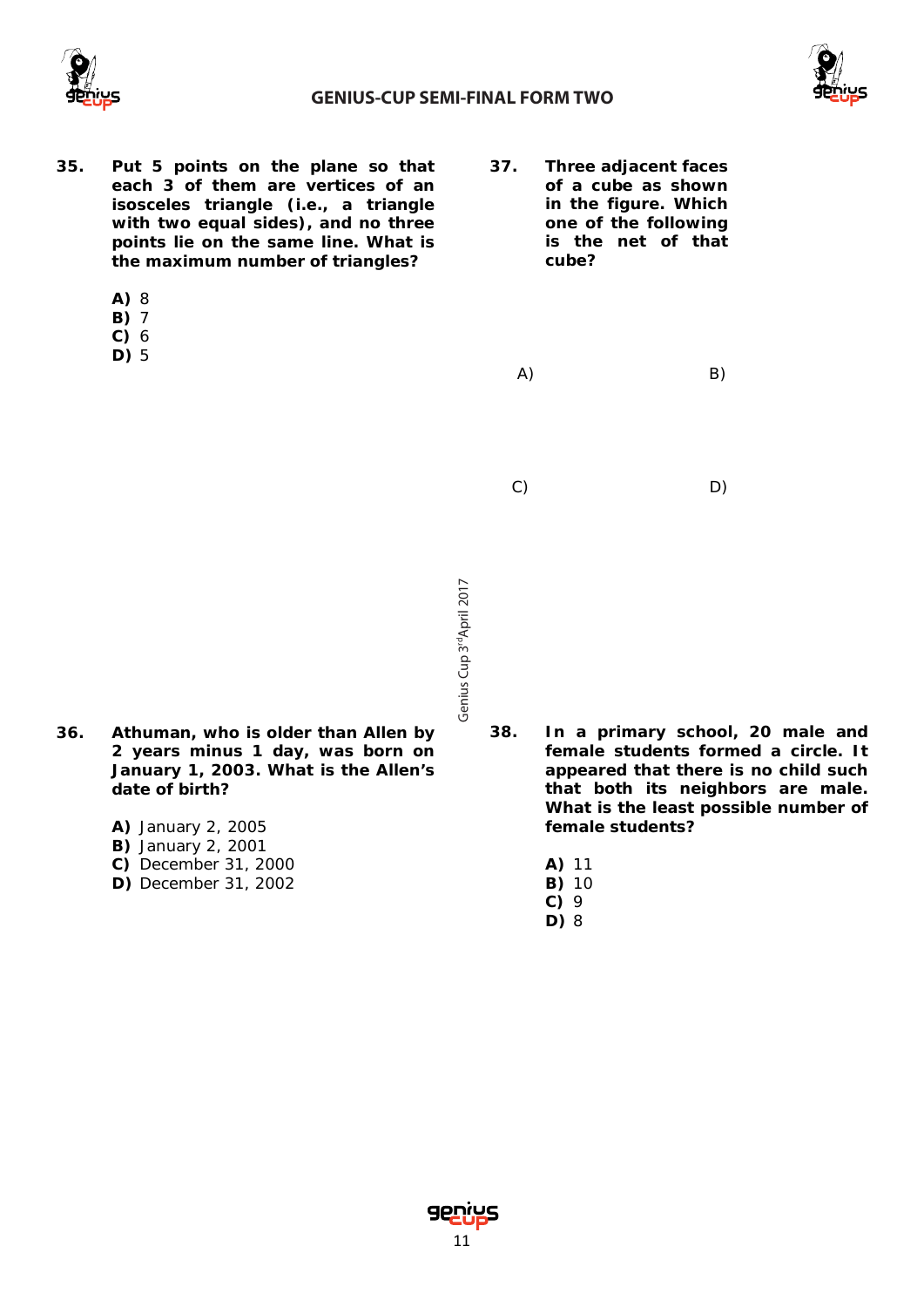**35.** **Put 5 points on the plane so that each 3 of them are vertices of an isosceles triangle (i.e., a triangle with two equal sides), and no three points lie on the same line. What is the maximum number of triangles?**

**A)** 8
**B)** 7
**C)** 6
**D)** 5

**36.** **Athuman, who is older than Allen by 2 years minus 1 day, was born on January 1, 2003. What is the Allen's date of birth?**

**A)** January 2, 2005
**B)** January 2, 2001
**C)** December 31, 2000
**D)** December 31, 2002

**37.** **Three adjacent faces of a cube as shown in the figure. Which one of the following is the net of that cube?**

A)

B)

C)

D)

**38.** **In a primary school, 20 male and female students formed a circle. It appeared that there is no child such that both its neighbors are male. What is the least possible number of female students?**

**A)** 11
**B)** 10
**C)** 9
**D)** 8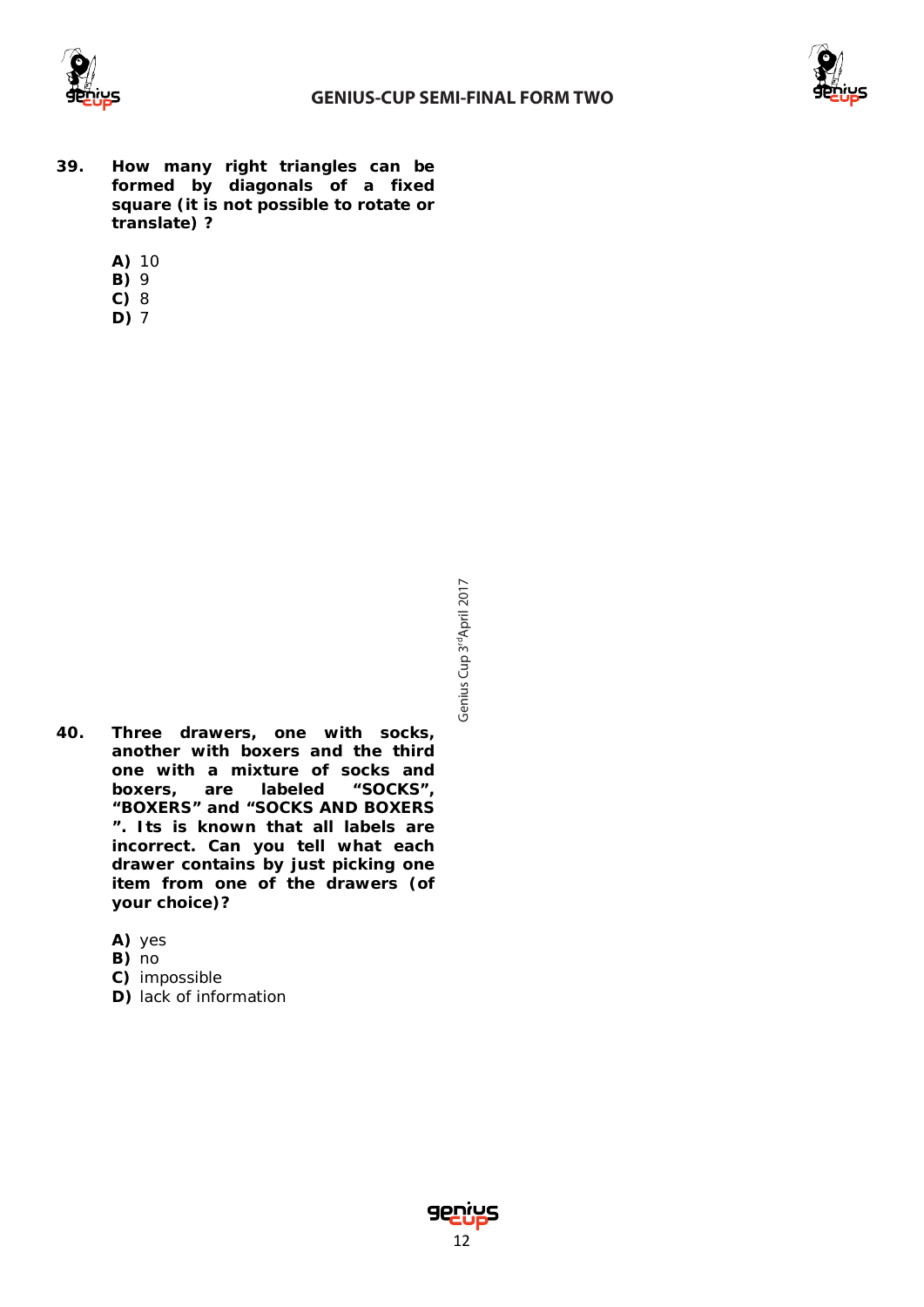**39. How many right triangles can be formed by diagonals of a fixed square (it is not possible to rotate or translate) ?**

**A)** 10
**B)** 9
**C)** 8
**D)** 7

**40. Three drawers, one with socks, another with boxers and the third one with a mixture of socks and boxers, are labeled "SOCKS", "BOXERS" and "SOCKS AND BOXERS ". Its is known that all labels are incorrect. Can you tell what each drawer contains by just picking one item from one of the drawers (of your choice)?**

**A)** yes
**B)** no
**C)** impossible
**D)** lack of information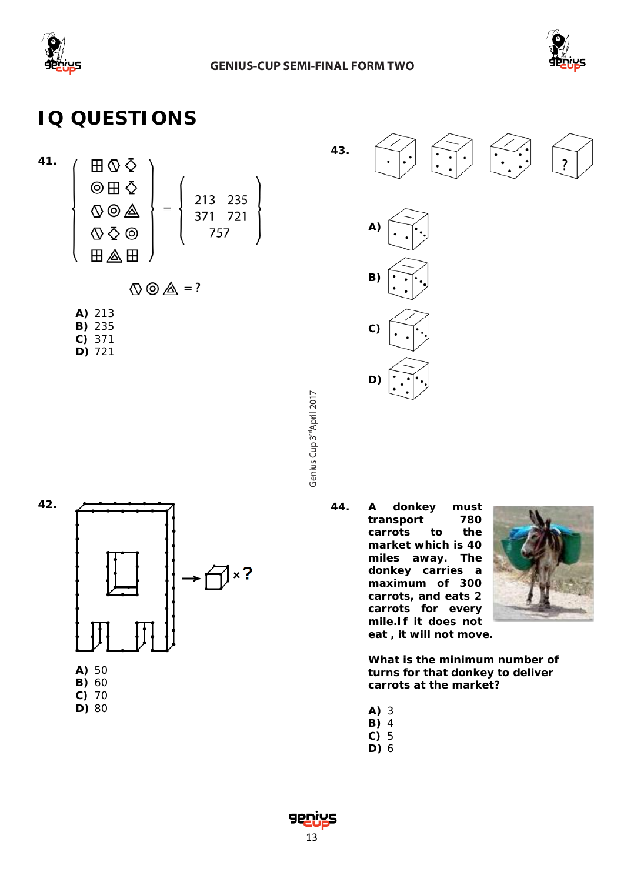# IQ QUESTIONS

**41.**

$$\left\{ \begin{matrix} ⊞ \; ⬡ \; ◇ \\ ◎ \; ⊞ \; ◇ \\ ⬡ \; ◎ \; △ \\ ⬡ \; ◇ \; ◎ \\ ⊞ \; △ \; ⊞ \end{matrix} \right\} = \left\{ \begin{matrix} 213 & 235 \\ 371 & 721 \\ & 757 \end{matrix} \right\}$$

⬡ ◎ △ = ?

**A)** 213
**B)** 235
**C)** 371
**D)** 721

**42.**

→ ☐ × ?

**A)** 50
**B)** 60
**C)** 70
**D)** 80

**43.**

?

**A)**

**B)**

**C)**

**D)**

**44.** **A donkey must transport 780 carrots to the market which is 40 miles away. The donkey carries a maximum of 300 carrots, and eats 2 carrots for every mile. If it does not eat, it will not move.**

**What is the minimum number of turns for that donkey to deliver carrots at the market?**

**A)** 3
**B)** 4
**C)** 5
**D)** 6

Genius Cup 3rd April 2017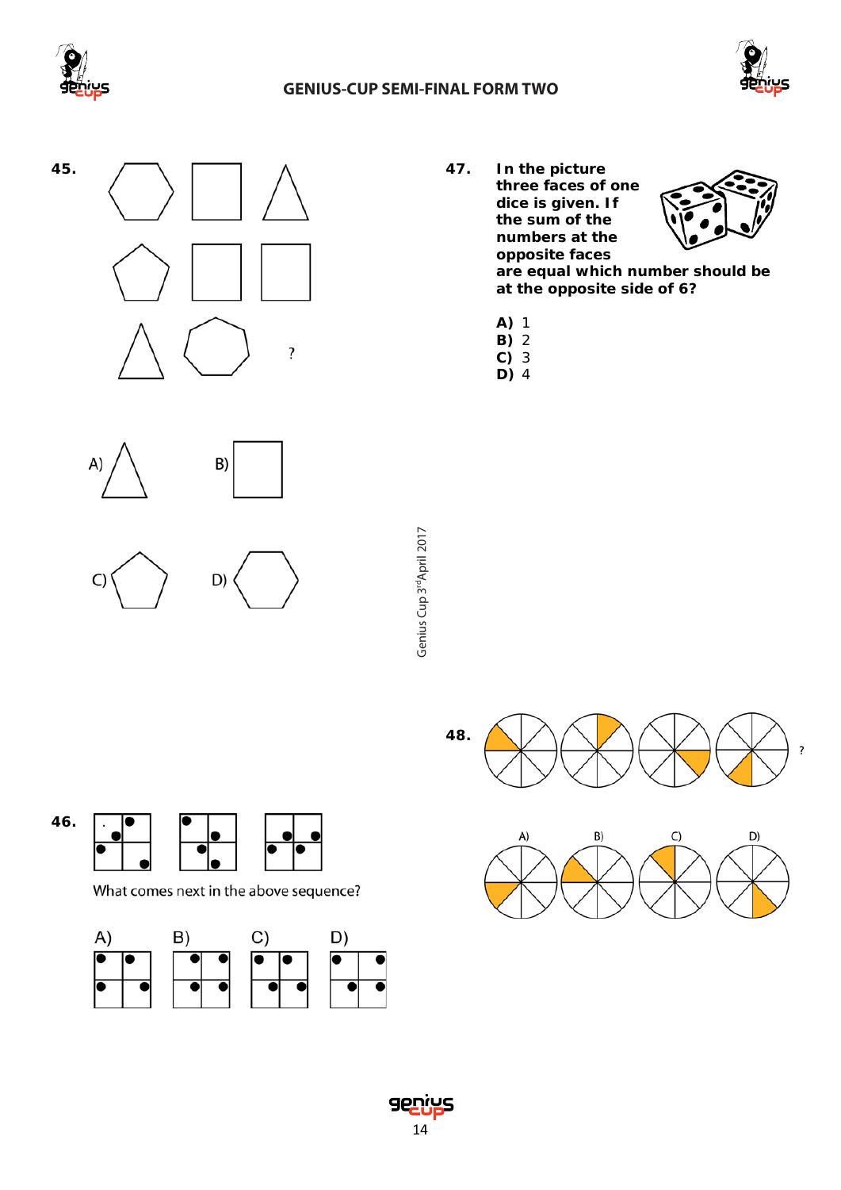**45.**

?

A) B)

C) D)

**47.** **In the picture three faces of one dice is given. If the sum of the numbers at the opposite faces are equal which number should be at the opposite side of 6?**

**A)** 1
**B)** 2
**C)** 3
**D)** 4

**48.**

?

A) B) C) D)

**46.**

What comes next in the above sequence?

A) B) C) D)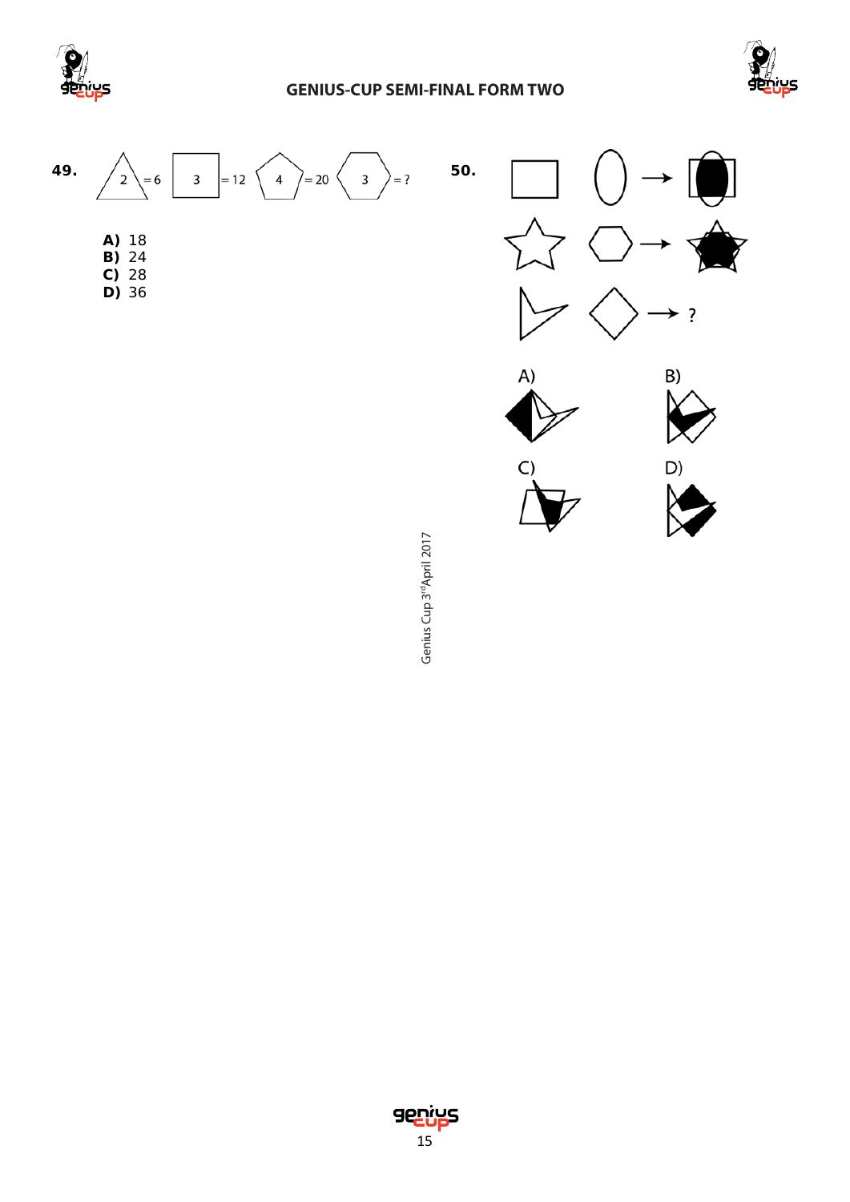**49.** 2 = 6 &nbsp; 3 = 12 &nbsp; 4 = 20 &nbsp; 3 = ?

**A)** 18
**B)** 24
**C)** 28
**D)** 36

**50.** → → → ?

A)

B)

C)

D)

Genius Cup 3rd April 2017